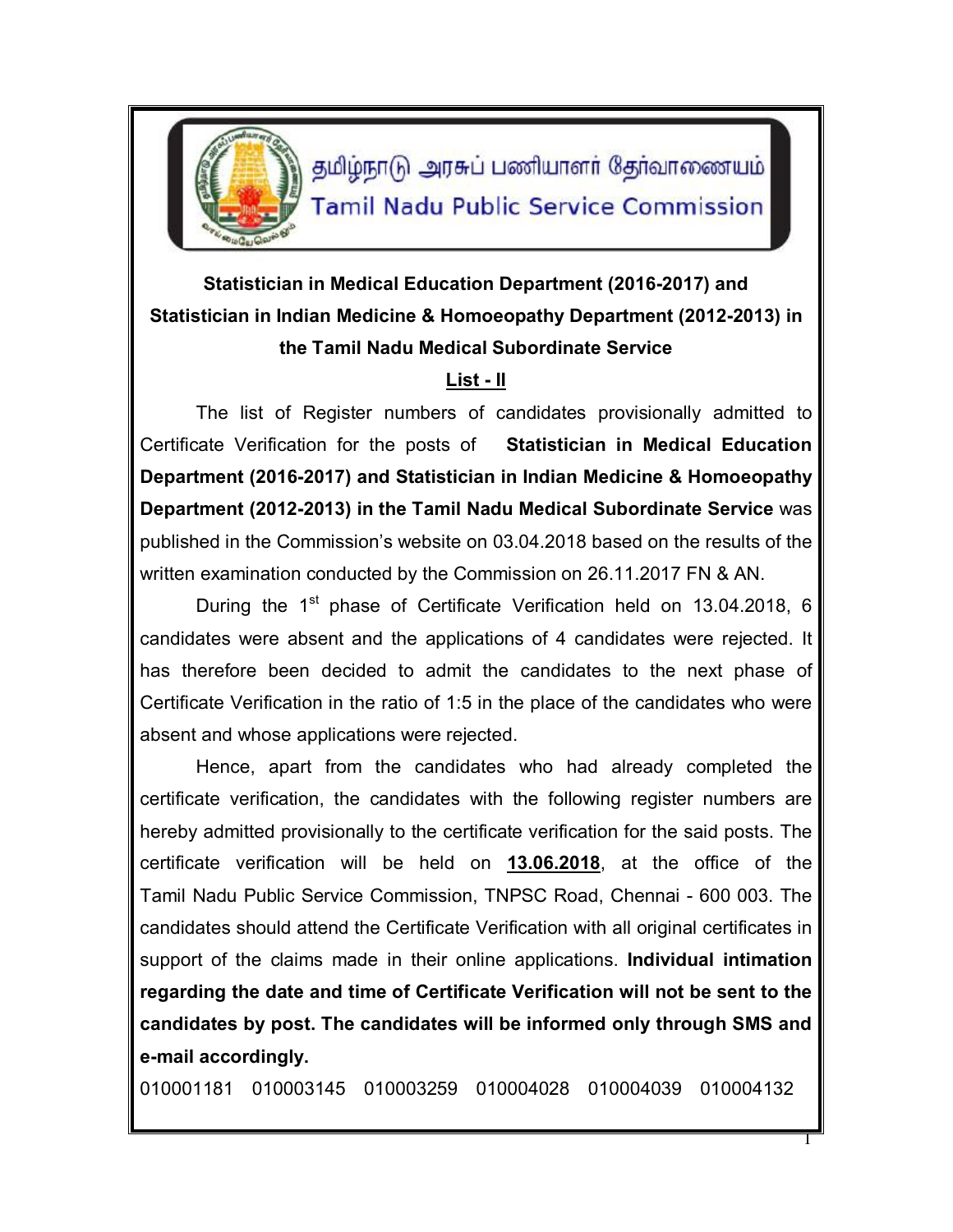தமிழ்நாடு அரசுப் பணியாளர் தேர்வாணையம்

Tamil Nadu Public Service Commission

**Statistician in Medical Education Department (2016-2017) and Statistician in Indian Medicine & Homoeopathy Department (2012-2013) in the Tamil Nadu Medical Subordinate Service**

**List - II**

The list of Register numbers of candidates provisionally admitted to Certificate Verification for the posts of **Statistician in Medical Education Department (2016-2017) and Statistician in Indian Medicine & Homoeopathy Department (2012-2013) in the Tamil Nadu Medical Subordinate Service** was published in the Commission's website on 03.04.2018 based on the results of the written examination conducted by the Commission on 26.11.2017 FN & AN.

During the 1st phase of Certificate Verification held on 13.04.2018, 6 candidates were absent and the applications of 4 candidates were rejected. It has therefore been decided to admit the candidates to the next phase of Certificate Verification in the ratio of 1:5 in the place of the candidates who were absent and whose applications were rejected.

Hence, apart from the candidates who had already completed the certificate verification, the candidates with the following register numbers are hereby admitted provisionally to the certificate verification for the said posts. The certificate verification will be held on **13.06.2018**, at the office of the Tamil Nadu Public Service Commission, TNPSC Road, Chennai - 600 003. The candidates should attend the Certificate Verification with all original certificates in support of the claims made in their online applications. **Individual intimation regarding the date and time of Certificate Verification will not be sent to the candidates by post. The candidates will be informed only through SMS and e-mail accordingly.**

010001181 010003145 010003259 010004028 010004039 010004132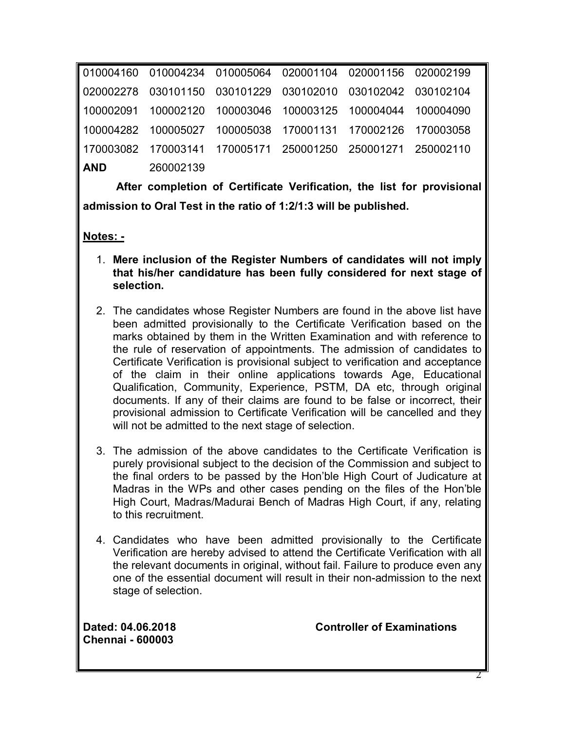| | | | | | |
|---|---|---|---|---|---|
| 010004160 | 010004234 | 010005064 | 020001104 | 020001156 | 020002199 |
| 020002278 | 030101150 | 030101229 | 030102010 | 030102042 | 030102104 |
| 100002091 | 100002120 | 100003046 | 100003125 | 100004044 | 100004090 |
| 100004282 | 100005027 | 100005038 | 170001131 | 170002126 | 170003058 |
| 170003082 | 170003141 | 170005171 | 250001250 | 250001271 | 250002110 |
| **AND** | 260002139 | | | | |

**After completion of Certificate Verification, the list for provisional admission to Oral Test in the ratio of 1:2/1:3 will be published.**

**Notes: -**

1. **Mere inclusion of the Register Numbers of candidates will not imply that his/her candidature has been fully considered for next stage of selection.**

2. The candidates whose Register Numbers are found in the above list have been admitted provisionally to the Certificate Verification based on the marks obtained by them in the Written Examination and with reference to the rule of reservation of appointments. The admission of candidates to Certificate Verification is provisional subject to verification and acceptance of the claim in their online applications towards Age, Educational Qualification, Community, Experience, PSTM, DA etc, through original documents. If any of their claims are found to be false or incorrect, their provisional admission to Certificate Verification will be cancelled and they will not be admitted to the next stage of selection.

3. The admission of the above candidates to the Certificate Verification is purely provisional subject to the decision of the Commission and subject to the final orders to be passed by the Hon'ble High Court of Judicature at Madras in the WPs and other cases pending on the files of the Hon'ble High Court, Madras/Madurai Bench of Madras High Court, if any, relating to this recruitment.

4. Candidates who have been admitted provisionally to the Certificate Verification are hereby advised to attend the Certificate Verification with all the relevant documents in original, without fail. Failure to produce even any one of the essential document will result in their non-admission to the next stage of selection.

**Dated: 04.06.2018**
**Chennai - 600003**

**Controller of Examinations**